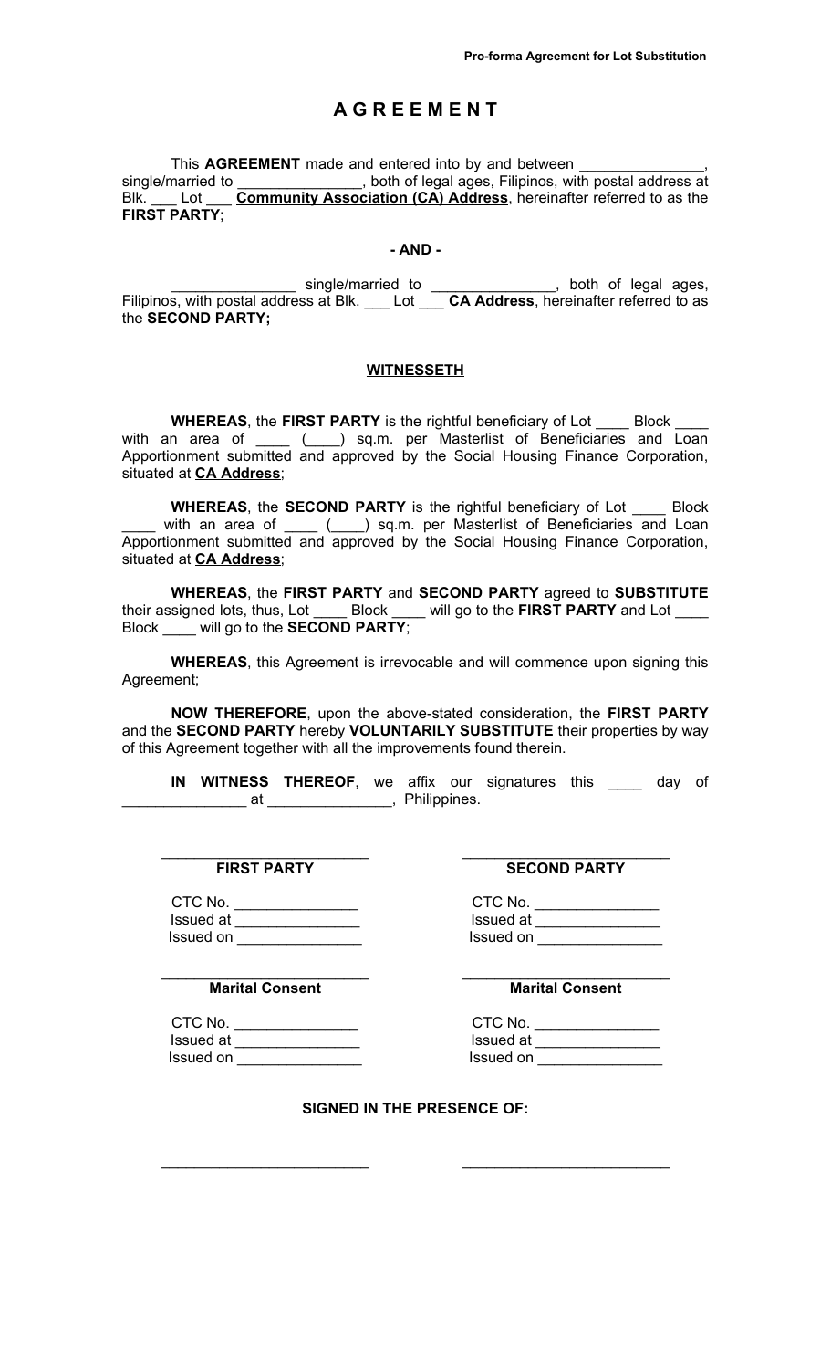# A G R E E M E N T

This **AGREEMENT** made and entered into by and between _______________, single/married to _______________, both of legal ages, Filipinos, with postal address at Blk. ___ Lot ___ **Community Association (CA) Address**, hereinafter referred to as the **FIRST PARTY**;

**- AND -**

_______________ single/married to _______________, both of legal ages, Filipinos, with postal address at Blk. ___ Lot ___ **CA Address**, hereinafter referred to as the **SECOND PARTY;**

**WITNESSETH**

**WHEREAS**, the **FIRST PARTY** is the rightful beneficiary of Lot ____ Block ____ with an area of ____ (____) sq.m. per Masterlist of Beneficiaries and Loan Apportionment submitted and approved by the Social Housing Finance Corporation, situated at **CA Address**;

**WHEREAS**, the **SECOND PARTY** is the rightful beneficiary of Lot ____ Block ____ with an area of ____ (____) sq.m. per Masterlist of Beneficiaries and Loan Apportionment submitted and approved by the Social Housing Finance Corporation, situated at **CA Address**;

**WHEREAS**, the **FIRST PARTY** and **SECOND PARTY** agreed to **SUBSTITUTE** their assigned lots, thus, Lot ____ Block ____ will go to the **FIRST PARTY** and Lot ____ Block ____ will go to the **SECOND PARTY**;

**WHEREAS**, this Agreement is irrevocable and will commence upon signing this Agreement;

**NOW THEREFORE**, upon the above-stated consideration, the **FIRST PARTY** and the **SECOND PARTY** hereby **VOLUNTARILY SUBSTITUTE** their properties by way of this Agreement together with all the improvements found therein.

**IN WITNESS THEREOF**, we affix our signatures this ____ day of _______________ at _______________, Philippines.

_________________________
**FIRST PARTY**

CTC No. _______________
Issued at _______________
Issued on _______________

_________________________
**SECOND PARTY**

CTC No. _______________
Issued at _______________
Issued on _______________

_________________________
**Marital Consent**

CTC No. _______________
Issued at _______________
Issued on _______________

_________________________
**Marital Consent**

CTC No. _______________
Issued at _______________
Issued on _______________

**SIGNED IN THE PRESENCE OF:**

_________________________          _________________________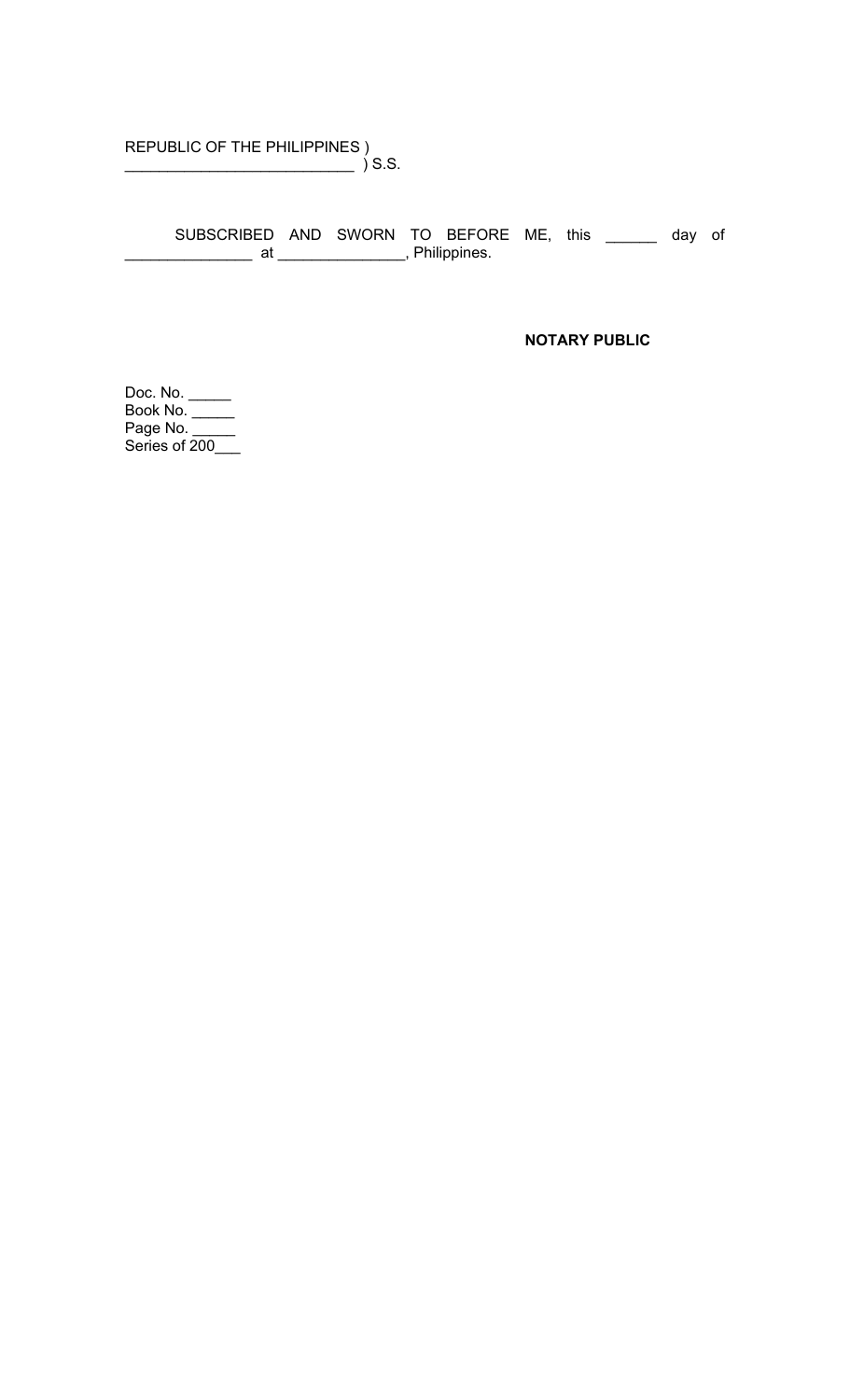REPUBLIC OF THE PHILIPPINES )
___________________________ ) S.S.

SUBSCRIBED AND SWORN TO BEFORE ME, this ______ day of _______________ at _______________, Philippines.

**NOTARY PUBLIC**

Doc. No. _____
Book No. _____
Page No. _____
Series of 200___